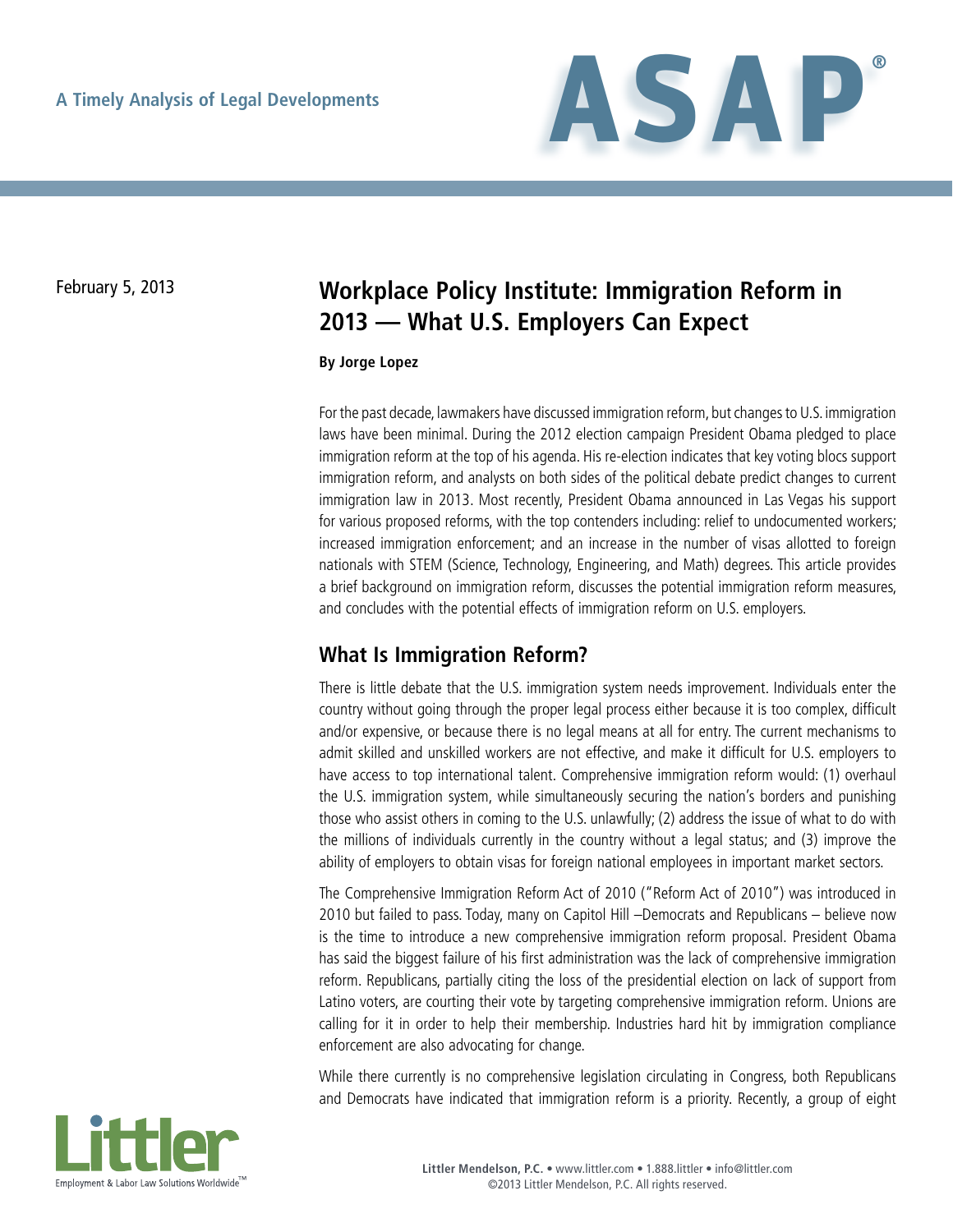A Timely Analysis of Legal Developments

February 5, 2013

# Workplace Policy Institute: Immigration Reform in 2013 — What U.S. Employers Can Expect

**By Jorge Lopez**

For the past decade, lawmakers have discussed immigration reform, but changes to U.S. immigration laws have been minimal. During the 2012 election campaign President Obama pledged to place immigration reform at the top of his agenda. His re-election indicates that key voting blocs support immigration reform, and analysts on both sides of the political debate predict changes to current immigration law in 2013. Most recently, President Obama announced in Las Vegas his support for various proposed reforms, with the top contenders including: relief to undocumented workers; increased immigration enforcement; and an increase in the number of visas allotted to foreign nationals with STEM (Science, Technology, Engineering, and Math) degrees. This article provides a brief background on immigration reform, discusses the potential immigration reform measures, and concludes with the potential effects of immigration reform on U.S. employers.

## What Is Immigration Reform?

There is little debate that the U.S. immigration system needs improvement. Individuals enter the country without going through the proper legal process either because it is too complex, difficult and/or expensive, or because there is no legal means at all for entry. The current mechanisms to admit skilled and unskilled workers are not effective, and make it difficult for U.S. employers to have access to top international talent. Comprehensive immigration reform would: (1) overhaul the U.S. immigration system, while simultaneously securing the nation's borders and punishing those who assist others in coming to the U.S. unlawfully; (2) address the issue of what to do with the millions of individuals currently in the country without a legal status; and (3) improve the ability of employers to obtain visas for foreign national employees in important market sectors.

The Comprehensive Immigration Reform Act of 2010 ("Reform Act of 2010") was introduced in 2010 but failed to pass. Today, many on Capitol Hill –Democrats and Republicans – believe now is the time to introduce a new comprehensive immigration reform proposal. President Obama has said the biggest failure of his first administration was the lack of comprehensive immigration reform. Republicans, partially citing the loss of the presidential election on lack of support from Latino voters, are courting their vote by targeting comprehensive immigration reform. Unions are calling for it in order to help their membership. Industries hard hit by immigration compliance enforcement are also advocating for change.

While there currently is no comprehensive legislation circulating in Congress, both Republicans and Democrats have indicated that immigration reform is a priority. Recently, a group of eight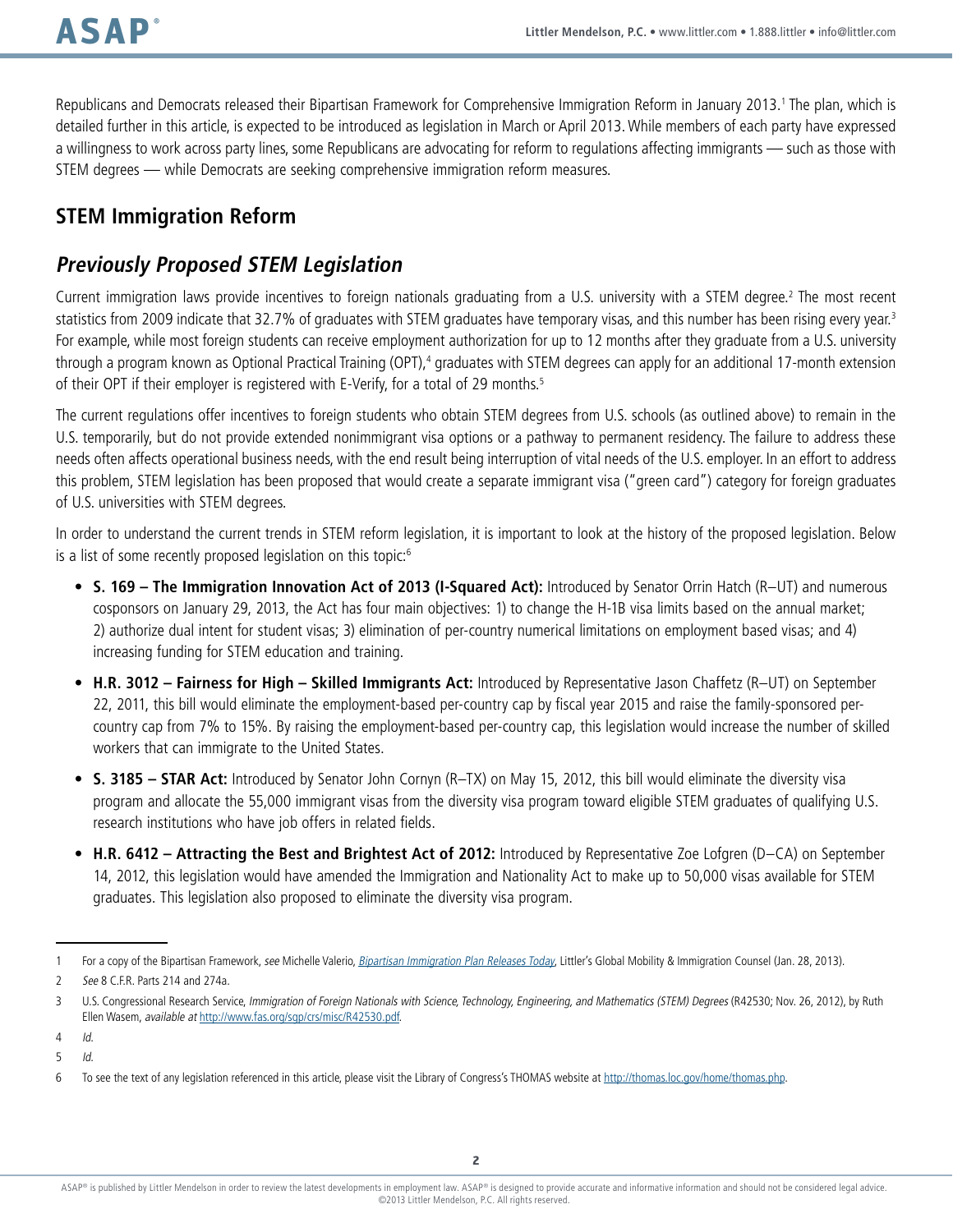Republicans and Democrats released their Bipartisan Framework for Comprehensive Immigration Reform in January 2013.[1] The plan, which is detailed further in this article, is expected to be introduced as legislation in March or April 2013. While members of each party have expressed a willingness to work across party lines, some Republicans are advocating for reform to regulations affecting immigrants — such as those with STEM degrees — while Democrats are seeking comprehensive immigration reform measures.

## STEM Immigration Reform

### *Previously Proposed STEM Legislation*

Current immigration laws provide incentives to foreign nationals graduating from a U.S. university with a STEM degree.[2] The most recent statistics from 2009 indicate that 32.7% of graduates with STEM graduates have temporary visas, and this number has been rising every year.[3] For example, while most foreign students can receive employment authorization for up to 12 months after they graduate from a U.S. university through a program known as Optional Practical Training (OPT),[4] graduates with STEM degrees can apply for an additional 17-month extension of their OPT if their employer is registered with E-Verify, for a total of 29 months.[5]

The current regulations offer incentives to foreign students who obtain STEM degrees from U.S. schools (as outlined above) to remain in the U.S. temporarily, but do not provide extended nonimmigrant visa options or a pathway to permanent residency. The failure to address these needs often affects operational business needs, with the end result being interruption of vital needs of the U.S. employer. In an effort to address this problem, STEM legislation has been proposed that would create a separate immigrant visa ("green card") category for foreign graduates of U.S. universities with STEM degrees.

In order to understand the current trends in STEM reform legislation, it is important to look at the history of the proposed legislation. Below is a list of some recently proposed legislation on this topic:[6]

- **S. 169 – The Immigration Innovation Act of 2013 (I-Squared Act):** Introduced by Senator Orrin Hatch (R–UT) and numerous cosponsors on January 29, 2013, the Act has four main objectives: 1) to change the H-1B visa limits based on the annual market; 2) authorize dual intent for student visas; 3) elimination of per-country numerical limitations on employment based visas; and 4) increasing funding for STEM education and training.
- **H.R. 3012 – Fairness for High – Skilled Immigrants Act:** Introduced by Representative Jason Chaffetz (R–UT) on September 22, 2011, this bill would eliminate the employment-based per-country cap by fiscal year 2015 and raise the family-sponsored per-country cap from 7% to 15%. By raising the employment-based per-country cap, this legislation would increase the number of skilled workers that can immigrate to the United States.
- **S. 3185 – STAR Act:** Introduced by Senator John Cornyn (R–TX) on May 15, 2012, this bill would eliminate the diversity visa program and allocate the 55,000 immigrant visas from the diversity visa program toward eligible STEM graduates of qualifying U.S. research institutions who have job offers in related fields.
- **H.R. 6412 – Attracting the Best and Brightest Act of 2012:** Introduced by Representative Zoe Lofgren (D–CA) on September 14, 2012, this legislation would have amended the Immigration and Nationality Act to make up to 50,000 visas available for STEM graduates. This legislation also proposed to eliminate the diversity visa program.

---

1 For a copy of the Bipartisan Framework, *see* Michelle Valerio, *Bipartisan Immigration Plan Releases Today*, Littler's Global Mobility & Immigration Counsel (Jan. 28, 2013).

2 *See* 8 C.F.R. Parts 214 and 274a.

3 U.S. Congressional Research Service, *Immigration of Foreign Nationals with Science, Technology, Engineering, and Mathematics (STEM) Degrees* (R42530; Nov. 26, 2012), by Ruth Ellen Wasem, *available at* http://www.fas.org/sgp/crs/misc/R42530.pdf.

4 *Id.*

5 *Id.*

6 To see the text of any legislation referenced in this article, please visit the Library of Congress's THOMAS website at http://thomas.loc.gov/home/thomas.php.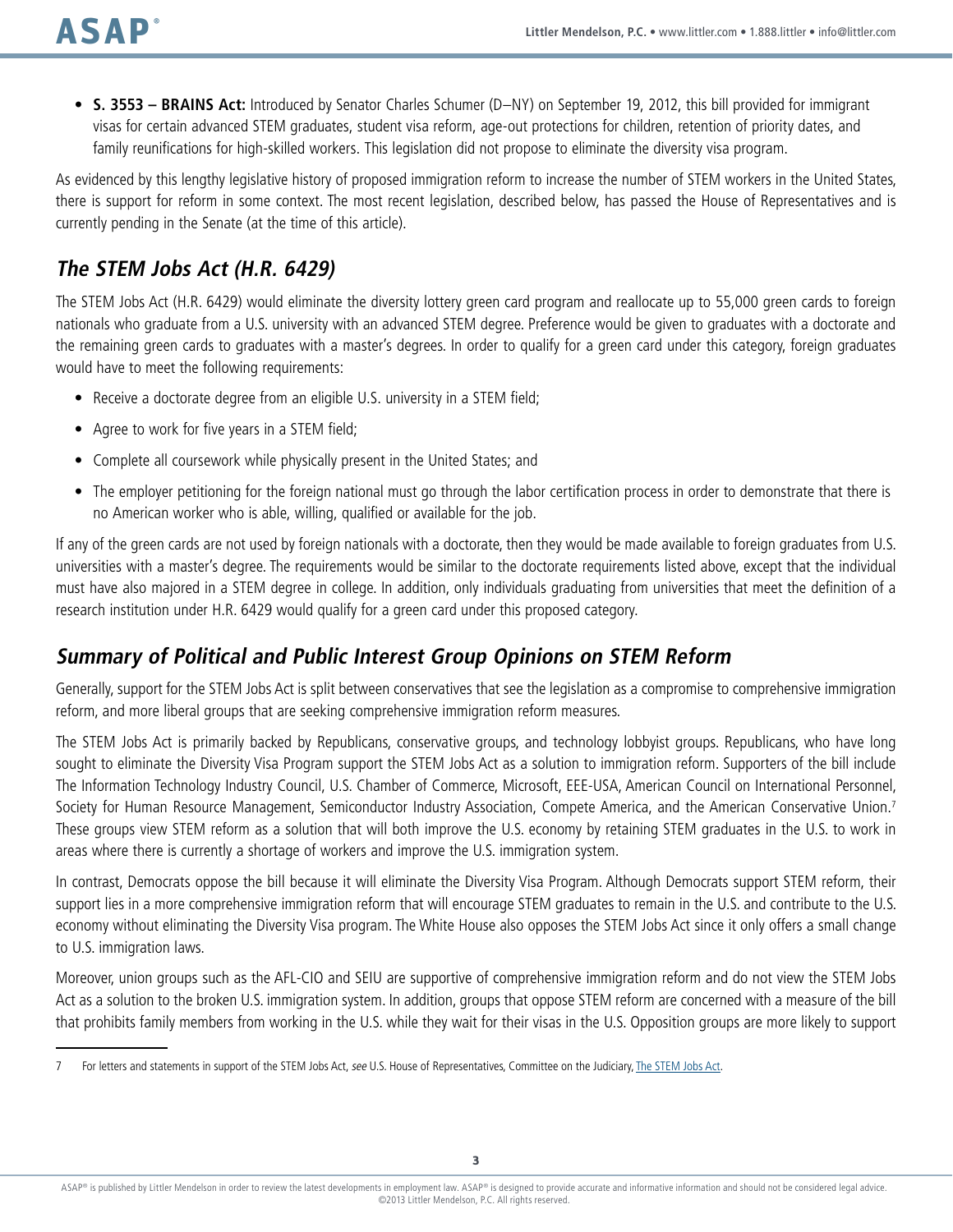- **S. 3553 – BRAINS Act:** Introduced by Senator Charles Schumer (D–NY) on September 19, 2012, this bill provided for immigrant visas for certain advanced STEM graduates, student visa reform, age-out protections for children, retention of priority dates, and family reunifications for high-skilled workers. This legislation did not propose to eliminate the diversity visa program.

As evidenced by this lengthy legislative history of proposed immigration reform to increase the number of STEM workers in the United States, there is support for reform in some context. The most recent legislation, described below, has passed the House of Representatives and is currently pending in the Senate (at the time of this article).

## *The STEM Jobs Act (H.R. 6429)*

The STEM Jobs Act (H.R. 6429) would eliminate the diversity lottery green card program and reallocate up to 55,000 green cards to foreign nationals who graduate from a U.S. university with an advanced STEM degree. Preference would be given to graduates with a doctorate and the remaining green cards to graduates with a master's degrees. In order to qualify for a green card under this category, foreign graduates would have to meet the following requirements:

- Receive a doctorate degree from an eligible U.S. university in a STEM field;
- Agree to work for five years in a STEM field;
- Complete all coursework while physically present in the United States; and
- The employer petitioning for the foreign national must go through the labor certification process in order to demonstrate that there is no American worker who is able, willing, qualified or available for the job.

If any of the green cards are not used by foreign nationals with a doctorate, then they would be made available to foreign graduates from U.S. universities with a master's degree. The requirements would be similar to the doctorate requirements listed above, except that the individual must have also majored in a STEM degree in college. In addition, only individuals graduating from universities that meet the definition of a research institution under H.R. 6429 would qualify for a green card under this proposed category.

## *Summary of Political and Public Interest Group Opinions on STEM Reform*

Generally, support for the STEM Jobs Act is split between conservatives that see the legislation as a compromise to comprehensive immigration reform, and more liberal groups that are seeking comprehensive immigration reform measures.

The STEM Jobs Act is primarily backed by Republicans, conservative groups, and technology lobbyist groups. Republicans, who have long sought to eliminate the Diversity Visa Program support the STEM Jobs Act as a solution to immigration reform. Supporters of the bill include The Information Technology Industry Council, U.S. Chamber of Commerce, Microsoft, EEE-USA, American Council on International Personnel, Society for Human Resource Management, Semiconductor Industry Association, Compete America, and the American Conservative Union.[7] These groups view STEM reform as a solution that will both improve the U.S. economy by retaining STEM graduates in the U.S. to work in areas where there is currently a shortage of workers and improve the U.S. immigration system.

In contrast, Democrats oppose the bill because it will eliminate the Diversity Visa Program. Although Democrats support STEM reform, their support lies in a more comprehensive immigration reform that will encourage STEM graduates to remain in the U.S. and contribute to the U.S. economy without eliminating the Diversity Visa program. The White House also opposes the STEM Jobs Act since it only offers a small change to U.S. immigration laws.

Moreover, union groups such as the AFL-CIO and SEIU are supportive of comprehensive immigration reform and do not view the STEM Jobs Act as a solution to the broken U.S. immigration system. In addition, groups that oppose STEM reform are concerned with a measure of the bill that prohibits family members from working in the U.S. while they wait for their visas in the U.S. Opposition groups are more likely to support

---

7 For letters and statements in support of the STEM Jobs Act, *see* U.S. House of Representatives, Committee on the Judiciary, The STEM Jobs Act.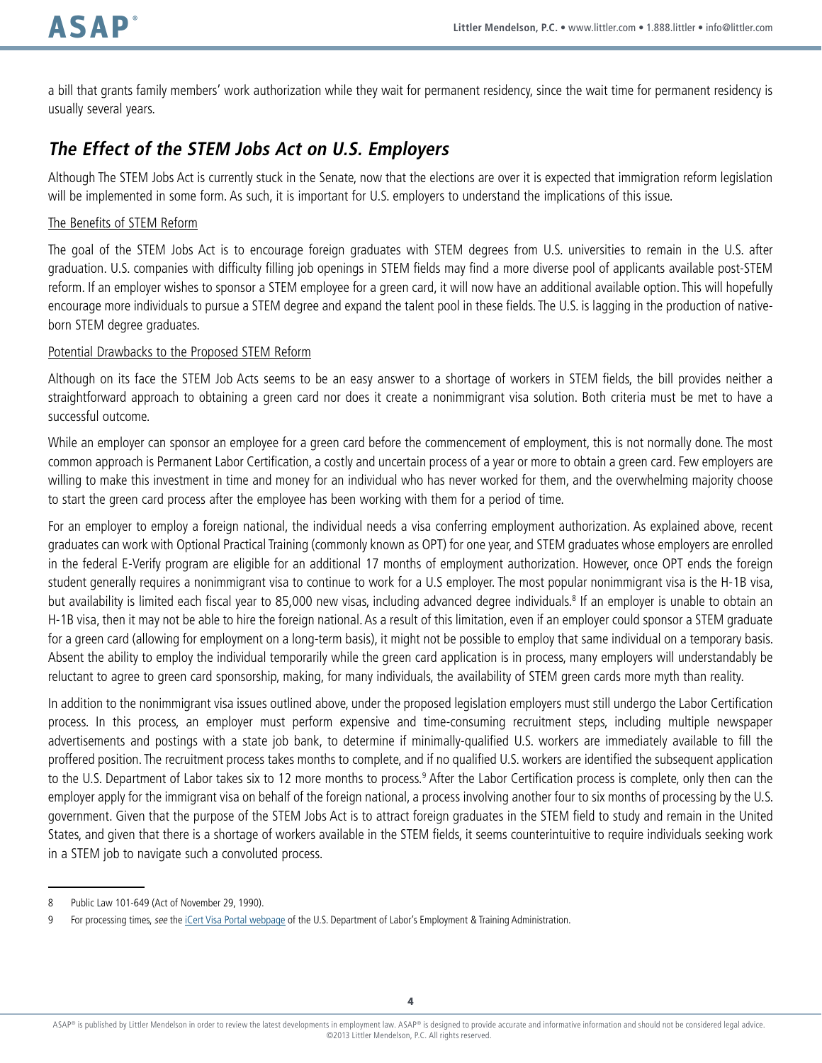a bill that grants family members' work authorization while they wait for permanent residency, since the wait time for permanent residency is usually several years.

## *The Effect of the STEM Jobs Act on U.S. Employers*

Although The STEM Jobs Act is currently stuck in the Senate, now that the elections are over it is expected that immigration reform legislation will be implemented in some form. As such, it is important for U.S. employers to understand the implications of this issue.

The Benefits of STEM Reform

The goal of the STEM Jobs Act is to encourage foreign graduates with STEM degrees from U.S. universities to remain in the U.S. after graduation. U.S. companies with difficulty filling job openings in STEM fields may find a more diverse pool of applicants available post-STEM reform. If an employer wishes to sponsor a STEM employee for a green card, it will now have an additional available option. This will hopefully encourage more individuals to pursue a STEM degree and expand the talent pool in these fields. The U.S. is lagging in the production of native-born STEM degree graduates.

Potential Drawbacks to the Proposed STEM Reform

Although on its face the STEM Job Acts seems to be an easy answer to a shortage of workers in STEM fields, the bill provides neither a straightforward approach to obtaining a green card nor does it create a nonimmigrant visa solution. Both criteria must be met to have a successful outcome.

While an employer can sponsor an employee for a green card before the commencement of employment, this is not normally done. The most common approach is Permanent Labor Certification, a costly and uncertain process of a year or more to obtain a green card. Few employers are willing to make this investment in time and money for an individual who has never worked for them, and the overwhelming majority choose to start the green card process after the employee has been working with them for a period of time.

For an employer to employ a foreign national, the individual needs a visa conferring employment authorization. As explained above, recent graduates can work with Optional Practical Training (commonly known as OPT) for one year, and STEM graduates whose employers are enrolled in the federal E-Verify program are eligible for an additional 17 months of employment authorization. However, once OPT ends the foreign student generally requires a nonimmigrant visa to continue to work for a U.S employer. The most popular nonimmigrant visa is the H-1B visa, but availability is limited each fiscal year to 85,000 new visas, including advanced degree individuals.[8] If an employer is unable to obtain an H-1B visa, then it may not be able to hire the foreign national. As a result of this limitation, even if an employer could sponsor a STEM graduate for a green card (allowing for employment on a long-term basis), it might not be possible to employ that same individual on a temporary basis. Absent the ability to employ the individual temporarily while the green card application is in process, many employers will understandably be reluctant to agree to green card sponsorship, making, for many individuals, the availability of STEM green cards more myth than reality.

In addition to the nonimmigrant visa issues outlined above, under the proposed legislation employers must still undergo the Labor Certification process. In this process, an employer must perform expensive and time-consuming recruitment steps, including multiple newspaper advertisements and postings with a state job bank, to determine if minimally-qualified U.S. workers are immediately available to fill the proffered position. The recruitment process takes months to complete, and if no qualified U.S. workers are identified the subsequent application to the U.S. Department of Labor takes six to 12 more months to process.[9] After the Labor Certification process is complete, only then can the employer apply for the immigrant visa on behalf of the foreign national, a process involving another four to six months of processing by the U.S. government. Given that the purpose of the STEM Jobs Act is to attract foreign graduates in the STEM field to study and remain in the United States, and given that there is a shortage of workers available in the STEM fields, it seems counterintuitive to require individuals seeking work in a STEM job to navigate such a convoluted process.

---

8 Public Law 101-649 (Act of November 29, 1990).

9 For processing times, *see* the iCert Visa Portal webpage of the U.S. Department of Labor's Employment & Training Administration.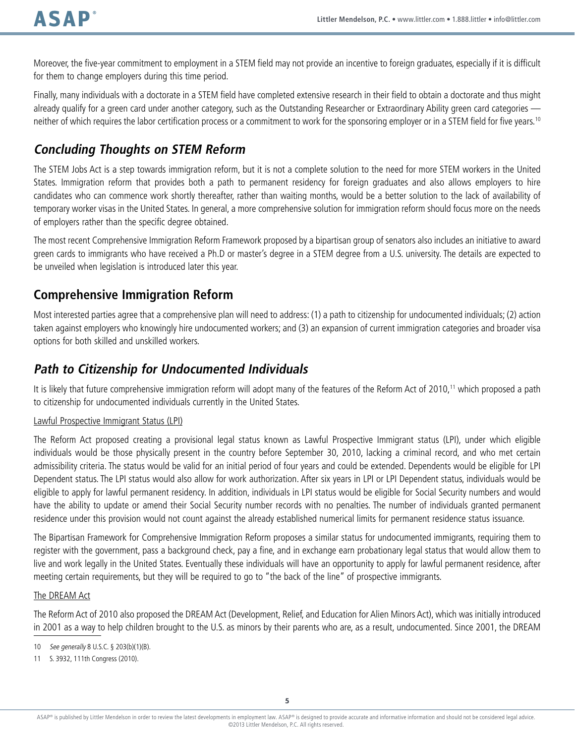Moreover, the five-year commitment to employment in a STEM field may not provide an incentive to foreign graduates, especially if it is difficult for them to change employers during this time period.

Finally, many individuals with a doctorate in a STEM field have completed extensive research in their field to obtain a doctorate and thus might already qualify for a green card under another category, such as the Outstanding Researcher or Extraordinary Ability green card categories — neither of which requires the labor certification process or a commitment to work for the sponsoring employer or in a STEM field for five years.[10]

## *Concluding Thoughts on STEM Reform*

The STEM Jobs Act is a step towards immigration reform, but it is not a complete solution to the need for more STEM workers in the United States. Immigration reform that provides both a path to permanent residency for foreign graduates and also allows employers to hire candidates who can commence work shortly thereafter, rather than waiting months, would be a better solution to the lack of availability of temporary worker visas in the United States. In general, a more comprehensive solution for immigration reform should focus more on the needs of employers rather than the specific degree obtained.

The most recent Comprehensive Immigration Reform Framework proposed by a bipartisan group of senators also includes an initiative to award green cards to immigrants who have received a Ph.D or master's degree in a STEM degree from a U.S. university. The details are expected to be unveiled when legislation is introduced later this year.

## Comprehensive Immigration Reform

Most interested parties agree that a comprehensive plan will need to address: (1) a path to citizenship for undocumented individuals; (2) action taken against employers who knowingly hire undocumented workers; and (3) an expansion of current immigration categories and broader visa options for both skilled and unskilled workers.

## *Path to Citizenship for Undocumented Individuals*

It is likely that future comprehensive immigration reform will adopt many of the features of the Reform Act of 2010,[11] which proposed a path to citizenship for undocumented individuals currently in the United States.

<u>Lawful Prospective Immigrant Status (LPI)</u>

The Reform Act proposed creating a provisional legal status known as Lawful Prospective Immigrant status (LPI), under which eligible individuals would be those physically present in the country before September 30, 2010, lacking a criminal record, and who met certain admissibility criteria. The status would be valid for an initial period of four years and could be extended. Dependents would be eligible for LPI Dependent status. The LPI status would also allow for work authorization. After six years in LPI or LPI Dependent status, individuals would be eligible to apply for lawful permanent residency. In addition, individuals in LPI status would be eligible for Social Security numbers and would have the ability to update or amend their Social Security number records with no penalties. The number of individuals granted permanent residence under this provision would not count against the already established numerical limits for permanent residence status issuance.

The Bipartisan Framework for Comprehensive Immigration Reform proposes a similar status for undocumented immigrants, requiring them to register with the government, pass a background check, pay a fine, and in exchange earn probationary legal status that would allow them to live and work legally in the United States. Eventually these individuals will have an opportunity to apply for lawful permanent residence, after meeting certain requirements, but they will be required to go to "the back of the line" of prospective immigrants.

<u>The DREAM Act</u>

The Reform Act of 2010 also proposed the DREAM Act (Development, Relief, and Education for Alien Minors Act), which was initially introduced in 2001 as a way to help children brought to the U.S. as minors by their parents who are, as a result, undocumented. Since 2001, the DREAM

---

10 *See generally* 8 U.S.C. § 203(b)(1)(B).

11 S. 3932, 111th Congress (2010).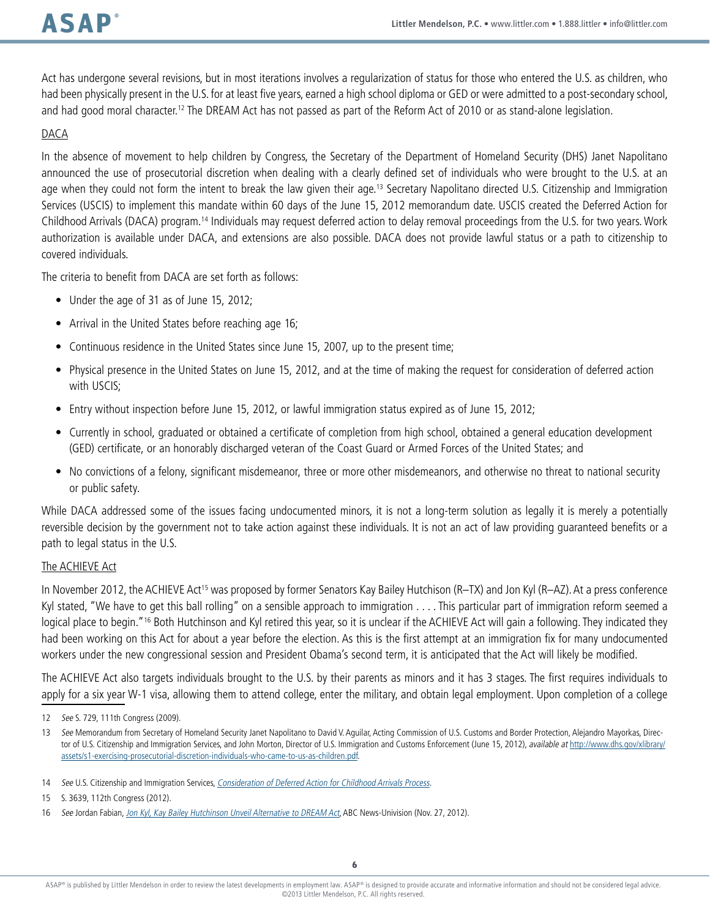Act has undergone several revisions, but in most iterations involves a regularization of status for those who entered the U.S. as children, who had been physically present in the U.S. for at least five years, earned a high school diploma or GED or were admitted to a post-secondary school, and had good moral character.[12] The DREAM Act has not passed as part of the Reform Act of 2010 or as stand-alone legislation.

DACA

In the absence of movement to help children by Congress, the Secretary of the Department of Homeland Security (DHS) Janet Napolitano announced the use of prosecutorial discretion when dealing with a clearly defined set of individuals who were brought to the U.S. at an age when they could not form the intent to break the law given their age.[13] Secretary Napolitano directed U.S. Citizenship and Immigration Services (USCIS) to implement this mandate within 60 days of the June 15, 2012 memorandum date. USCIS created the Deferred Action for Childhood Arrivals (DACA) program.[14] Individuals may request deferred action to delay removal proceedings from the U.S. for two years. Work authorization is available under DACA, and extensions are also possible. DACA does not provide lawful status or a path to citizenship to covered individuals.

The criteria to benefit from DACA are set forth as follows:

- Under the age of 31 as of June 15, 2012;
- Arrival in the United States before reaching age 16;
- Continuous residence in the United States since June 15, 2007, up to the present time;
- Physical presence in the United States on June 15, 2012, and at the time of making the request for consideration of deferred action with USCIS;
- Entry without inspection before June 15, 2012, or lawful immigration status expired as of June 15, 2012;
- Currently in school, graduated or obtained a certificate of completion from high school, obtained a general education development (GED) certificate, or an honorably discharged veteran of the Coast Guard or Armed Forces of the United States; and
- No convictions of a felony, significant misdemeanor, three or more other misdemeanors, and otherwise no threat to national security or public safety.

While DACA addressed some of the issues facing undocumented minors, it is not a long-term solution as legally it is merely a potentially reversible decision by the government not to take action against these individuals. It is not an act of law providing guaranteed benefits or a path to legal status in the U.S.

The ACHIEVE Act

In November 2012, the ACHIEVE Act[15] was proposed by former Senators Kay Bailey Hutchison (R–TX) and Jon Kyl (R–AZ). At a press conference Kyl stated, "We have to get this ball rolling" on a sensible approach to immigration . . . . This particular part of immigration reform seemed a logical place to begin."[16] Both Hutchinson and Kyl retired this year, so it is unclear if the ACHIEVE Act will gain a following. They indicated they had been working on this Act for about a year before the election. As this is the first attempt at an immigration fix for many undocumented workers under the new congressional session and President Obama's second term, it is anticipated that the Act will likely be modified.

The ACHIEVE Act also targets individuals brought to the U.S. by their parents as minors and it has 3 stages. The first requires individuals to apply for a six year W-1 visa, allowing them to attend college, enter the military, and obtain legal employment. Upon completion of a college

---

12 *See* S. 729, 111th Congress (2009).

13 *See* Memorandum from Secretary of Homeland Security Janet Napolitano to David V. Aguilar, Acting Commission of U.S. Customs and Border Protection, Alejandro Mayorkas, Director of U.S. Citizenship and Immigration Services, and John Morton, Director of U.S. Immigration and Customs Enforcement (June 15, 2012), *available at* http://www.dhs.gov/xlibrary/assets/s1-exercising-prosecutorial-discretion-individuals-who-came-to-us-as-children.pdf.

14 *See* U.S. Citizenship and Immigration Services, *Consideration of Deferred Action for Childhood Arrivals Process*.

15 S. 3639, 112th Congress (2012).

16 *See* Jordan Fabian, *Jon Kyl, Kay Bailey Hutchinson Unveil Alternative to DREAM Act*, ABC News-Univision (Nov. 27, 2012).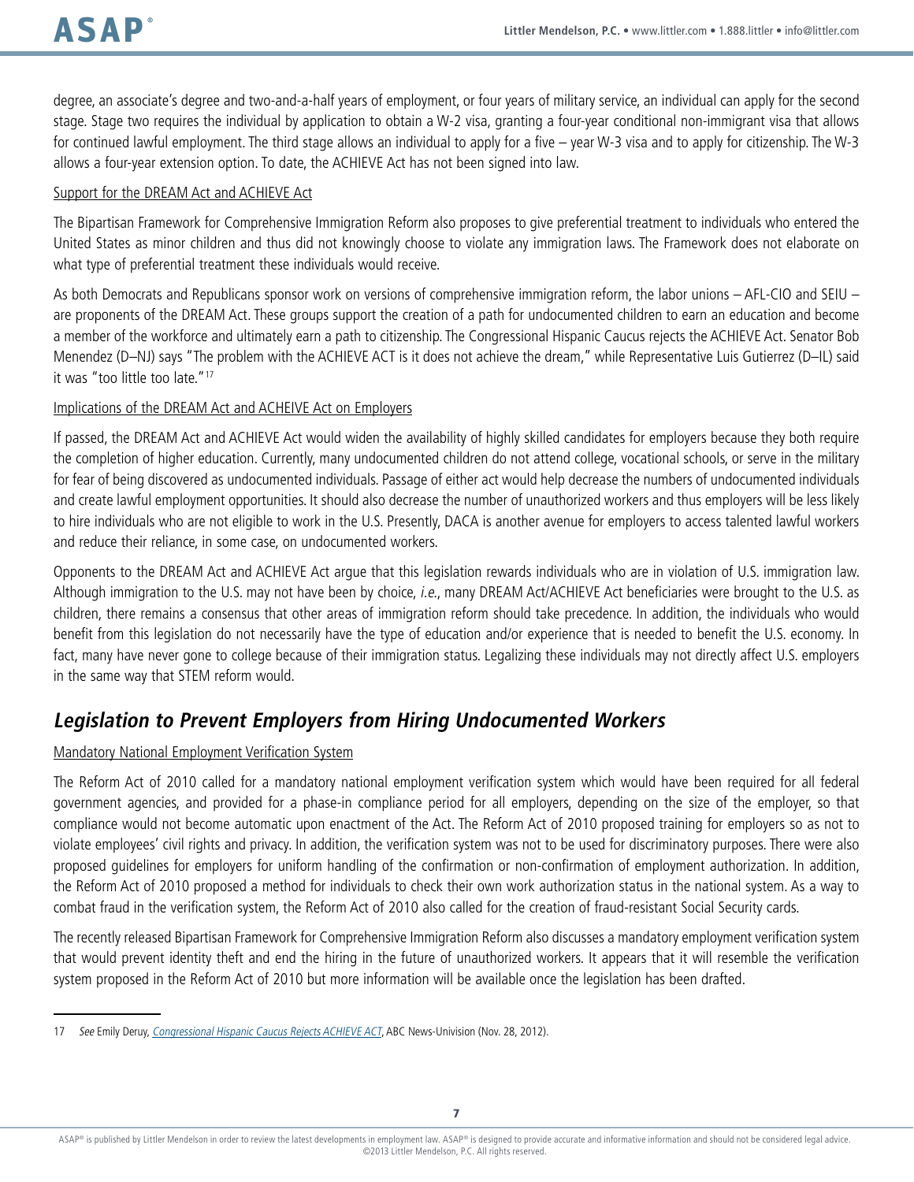degree, an associate's degree and two-and-a-half years of employment, or four years of military service, an individual can apply for the second stage. Stage two requires the individual by application to obtain a W-2 visa, granting a four-year conditional non-immigrant visa that allows for continued lawful employment. The third stage allows an individual to apply for a five – year W-3 visa and to apply for citizenship. The W-3 allows a four-year extension option. To date, the ACHIEVE Act has not been signed into law.

Support for the DREAM Act and ACHIEVE Act

The Bipartisan Framework for Comprehensive Immigration Reform also proposes to give preferential treatment to individuals who entered the United States as minor children and thus did not knowingly choose to violate any immigration laws. The Framework does not elaborate on what type of preferential treatment these individuals would receive.

As both Democrats and Republicans sponsor work on versions of comprehensive immigration reform, the labor unions – AFL-CIO and SEIU – are proponents of the DREAM Act. These groups support the creation of a path for undocumented children to earn an education and become a member of the workforce and ultimately earn a path to citizenship. The Congressional Hispanic Caucus rejects the ACHIEVE Act. Senator Bob Menendez (D–NJ) says "The problem with the ACHIEVE ACT is it does not achieve the dream," while Representative Luis Gutierrez (D–IL) said it was "too little too late."[17]

Implications of the DREAM Act and ACHEIVE Act on Employers

If passed, the DREAM Act and ACHIEVE Act would widen the availability of highly skilled candidates for employers because they both require the completion of higher education. Currently, many undocumented children do not attend college, vocational schools, or serve in the military for fear of being discovered as undocumented individuals. Passage of either act would help decrease the numbers of undocumented individuals and create lawful employment opportunities. It should also decrease the number of unauthorized workers and thus employers will be less likely to hire individuals who are not eligible to work in the U.S. Presently, DACA is another avenue for employers to access talented lawful workers and reduce their reliance, in some case, on undocumented workers.

Opponents to the DREAM Act and ACHIEVE Act argue that this legislation rewards individuals who are in violation of U.S. immigration law. Although immigration to the U.S. may not have been by choice, *i.e.*, many DREAM Act/ACHIEVE Act beneficiaries were brought to the U.S. as children, there remains a consensus that other areas of immigration reform should take precedence. In addition, the individuals who would benefit from this legislation do not necessarily have the type of education and/or experience that is needed to benefit the U.S. economy. In fact, many have never gone to college because of their immigration status. Legalizing these individuals may not directly affect U.S. employers in the same way that STEM reform would.

## *Legislation to Prevent Employers from Hiring Undocumented Workers*

Mandatory National Employment Verification System

The Reform Act of 2010 called for a mandatory national employment verification system which would have been required for all federal government agencies, and provided for a phase-in compliance period for all employers, depending on the size of the employer, so that compliance would not become automatic upon enactment of the Act. The Reform Act of 2010 proposed training for employers so as not to violate employees' civil rights and privacy. In addition, the verification system was not to be used for discriminatory purposes. There were also proposed guidelines for employers for uniform handling of the confirmation or non-confirmation of employment authorization. In addition, the Reform Act of 2010 proposed a method for individuals to check their own work authorization status in the national system. As a way to combat fraud in the verification system, the Reform Act of 2010 also called for the creation of fraud-resistant Social Security cards.

The recently released Bipartisan Framework for Comprehensive Immigration Reform also discusses a mandatory employment verification system that would prevent identity theft and end the hiring in the future of unauthorized workers. It appears that it will resemble the verification system proposed in the Reform Act of 2010 but more information will be available once the legislation has been drafted.

---

17 *See* Emily Deruy, *Congressional Hispanic Caucus Rejects ACHIEVE ACT*, ABC News-Univision (Nov. 28, 2012).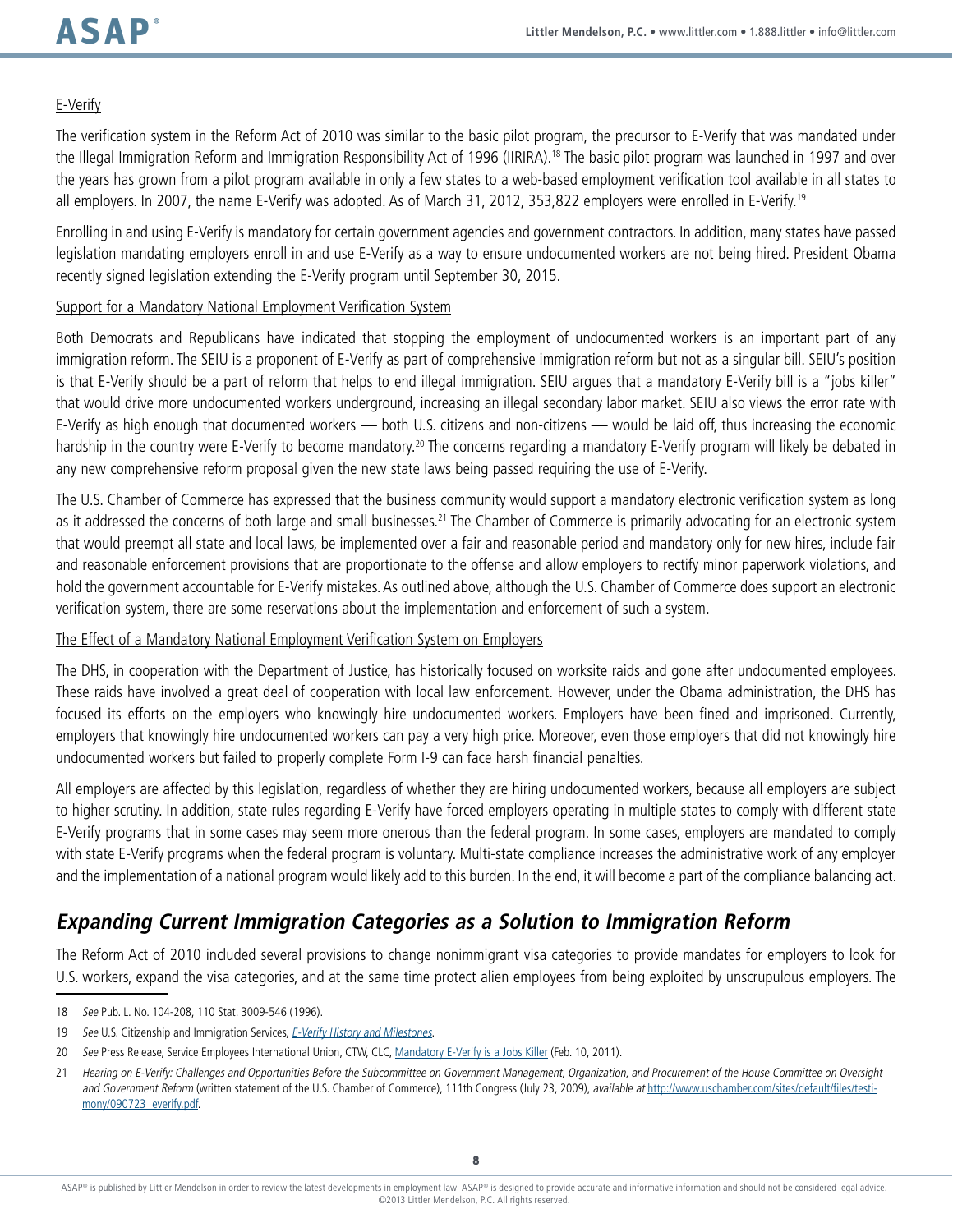E-Verify

The verification system in the Reform Act of 2010 was similar to the basic pilot program, the precursor to E-Verify that was mandated under the Illegal Immigration Reform and Immigration Responsibility Act of 1996 (IIRIRA).[18] The basic pilot program was launched in 1997 and over the years has grown from a pilot program available in only a few states to a web-based employment verification tool available in all states to all employers. In 2007, the name E-Verify was adopted. As of March 31, 2012, 353,822 employers were enrolled in E-Verify.[19]

Enrolling in and using E-Verify is mandatory for certain government agencies and government contractors. In addition, many states have passed legislation mandating employers enroll in and use E-Verify as a way to ensure undocumented workers are not being hired. President Obama recently signed legislation extending the E-Verify program until September 30, 2015.

Support for a Mandatory National Employment Verification System

Both Democrats and Republicans have indicated that stopping the employment of undocumented workers is an important part of any immigration reform. The SEIU is a proponent of E-Verify as part of comprehensive immigration reform but not as a singular bill. SEIU's position is that E-Verify should be a part of reform that helps to end illegal immigration. SEIU argues that a mandatory E-Verify bill is a "jobs killer" that would drive more undocumented workers underground, increasing an illegal secondary labor market. SEIU also views the error rate with E-Verify as high enough that documented workers — both U.S. citizens and non-citizens — would be laid off, thus increasing the economic hardship in the country were E-Verify to become mandatory.[20] The concerns regarding a mandatory E-Verify program will likely be debated in any new comprehensive reform proposal given the new state laws being passed requiring the use of E-Verify.

The U.S. Chamber of Commerce has expressed that the business community would support a mandatory electronic verification system as long as it addressed the concerns of both large and small businesses.[21] The Chamber of Commerce is primarily advocating for an electronic system that would preempt all state and local laws, be implemented over a fair and reasonable period and mandatory only for new hires, include fair and reasonable enforcement provisions that are proportionate to the offense and allow employers to rectify minor paperwork violations, and hold the government accountable for E-Verify mistakes. As outlined above, although the U.S. Chamber of Commerce does support an electronic verification system, there are some reservations about the implementation and enforcement of such a system.

The Effect of a Mandatory National Employment Verification System on Employers

The DHS, in cooperation with the Department of Justice, has historically focused on worksite raids and gone after undocumented employees. These raids have involved a great deal of cooperation with local law enforcement. However, under the Obama administration, the DHS has focused its efforts on the employers who knowingly hire undocumented workers. Employers have been fined and imprisoned. Currently, employers that knowingly hire undocumented workers can pay a very high price. Moreover, even those employers that did not knowingly hire undocumented workers but failed to properly complete Form I-9 can face harsh financial penalties.

All employers are affected by this legislation, regardless of whether they are hiring undocumented workers, because all employers are subject to higher scrutiny. In addition, state rules regarding E-Verify have forced employers operating in multiple states to comply with different state E-Verify programs that in some cases may seem more onerous than the federal program. In some cases, employers are mandated to comply with state E-Verify programs when the federal program is voluntary. Multi-state compliance increases the administrative work of any employer and the implementation of a national program would likely add to this burden. In the end, it will become a part of the compliance balancing act.

## *Expanding Current Immigration Categories as a Solution to Immigration Reform*

The Reform Act of 2010 included several provisions to change nonimmigrant visa categories to provide mandates for employers to look for U.S. workers, expand the visa categories, and at the same time protect alien employees from being exploited by unscrupulous employers. The

---

18 *See* Pub. L. No. 104-208, 110 Stat. 3009-546 (1996).

19 *See* U.S. Citizenship and Immigration Services, *E-Verify History and Milestones*.

20 *See* Press Release, Service Employees International Union, CTW, CLC, Mandatory E-Verify is a Jobs Killer (Feb. 10, 2011).

21 *Hearing on E-Verify: Challenges and Opportunities Before the Subcommittee on Government Management, Organization, and Procurement of the House Committee on Oversight and Government Reform* (written statement of the U.S. Chamber of Commerce), 111th Congress (July 23, 2009), *available at* http://www.uschamber.com/sites/default/files/testimony/090723_everify.pdf.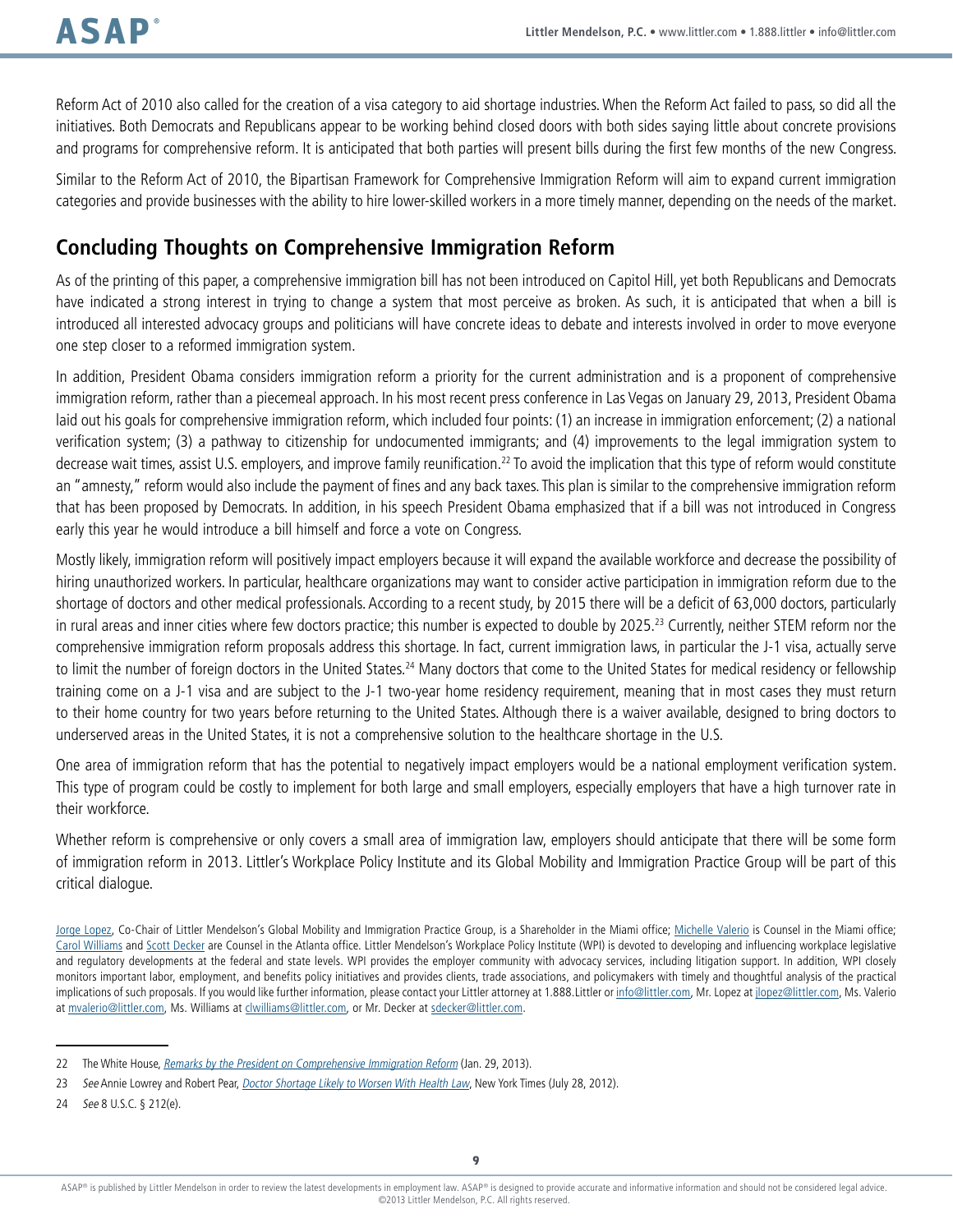Reform Act of 2010 also called for the creation of a visa category to aid shortage industries. When the Reform Act failed to pass, so did all the initiatives. Both Democrats and Republicans appear to be working behind closed doors with both sides saying little about concrete provisions and programs for comprehensive reform. It is anticipated that both parties will present bills during the first few months of the new Congress.

Similar to the Reform Act of 2010, the Bipartisan Framework for Comprehensive Immigration Reform will aim to expand current immigration categories and provide businesses with the ability to hire lower-skilled workers in a more timely manner, depending on the needs of the market.

## Concluding Thoughts on Comprehensive Immigration Reform

As of the printing of this paper, a comprehensive immigration bill has not been introduced on Capitol Hill, yet both Republicans and Democrats have indicated a strong interest in trying to change a system that most perceive as broken. As such, it is anticipated that when a bill is introduced all interested advocacy groups and politicians will have concrete ideas to debate and interests involved in order to move everyone one step closer to a reformed immigration system.

In addition, President Obama considers immigration reform a priority for the current administration and is a proponent of comprehensive immigration reform, rather than a piecemeal approach. In his most recent press conference in Las Vegas on January 29, 2013, President Obama laid out his goals for comprehensive immigration reform, which included four points: (1) an increase in immigration enforcement; (2) a national verification system; (3) a pathway to citizenship for undocumented immigrants; and (4) improvements to the legal immigration system to decrease wait times, assist U.S. employers, and improve family reunification.[22] To avoid the implication that this type of reform would constitute an "amnesty," reform would also include the payment of fines and any back taxes. This plan is similar to the comprehensive immigration reform that has been proposed by Democrats. In addition, in his speech President Obama emphasized that if a bill was not introduced in Congress early this year he would introduce a bill himself and force a vote on Congress.

Mostly likely, immigration reform will positively impact employers because it will expand the available workforce and decrease the possibility of hiring unauthorized workers. In particular, healthcare organizations may want to consider active participation in immigration reform due to the shortage of doctors and other medical professionals. According to a recent study, by 2015 there will be a deficit of 63,000 doctors, particularly in rural areas and inner cities where few doctors practice; this number is expected to double by 2025.[23] Currently, neither STEM reform nor the comprehensive immigration reform proposals address this shortage. In fact, current immigration laws, in particular the J-1 visa, actually serve to limit the number of foreign doctors in the United States.[24] Many doctors that come to the United States for medical residency or fellowship training come on a J-1 visa and are subject to the J-1 two-year home residency requirement, meaning that in most cases they must return to their home country for two years before returning to the United States. Although there is a waiver available, designed to bring doctors to underserved areas in the United States, it is not a comprehensive solution to the healthcare shortage in the U.S.

One area of immigration reform that has the potential to negatively impact employers would be a national employment verification system. This type of program could be costly to implement for both large and small employers, especially employers that have a high turnover rate in their workforce.

Whether reform is comprehensive or only covers a small area of immigration law, employers should anticipate that there will be some form of immigration reform in 2013. Littler's Workplace Policy Institute and its Global Mobility and Immigration Practice Group will be part of this critical dialogue.

Jorge Lopez, Co-Chair of Littler Mendelson's Global Mobility and Immigration Practice Group, is a Shareholder in the Miami office; Michelle Valerio is Counsel in the Miami office; Carol Williams and Scott Decker are Counsel in the Atlanta office. Littler Mendelson's Workplace Policy Institute (WPI) is devoted to developing and influencing workplace legislative and regulatory developments at the federal and state levels. WPI provides the employer community with advocacy services, including litigation support. In addition, WPI closely monitors important labor, employment, and benefits policy initiatives and provides clients, trade associations, and policymakers with timely and thoughtful analysis of the practical implications of such proposals. If you would like further information, please contact your Littler attorney at 1.888.Littler or info@littler.com, Mr. Lopez at jlopez@littler.com, Ms. Valerio at mvalerio@littler.com, Ms. Williams at clwilliams@littler.com, or Mr. Decker at sdecker@littler.com.

---

22 The White House, *Remarks by the President on Comprehensive Immigration Reform* (Jan. 29, 2013).

23 *See* Annie Lowrey and Robert Pear, *Doctor Shortage Likely to Worsen With Health Law*, New York Times (July 28, 2012).

24 *See* 8 U.S.C. § 212(e).